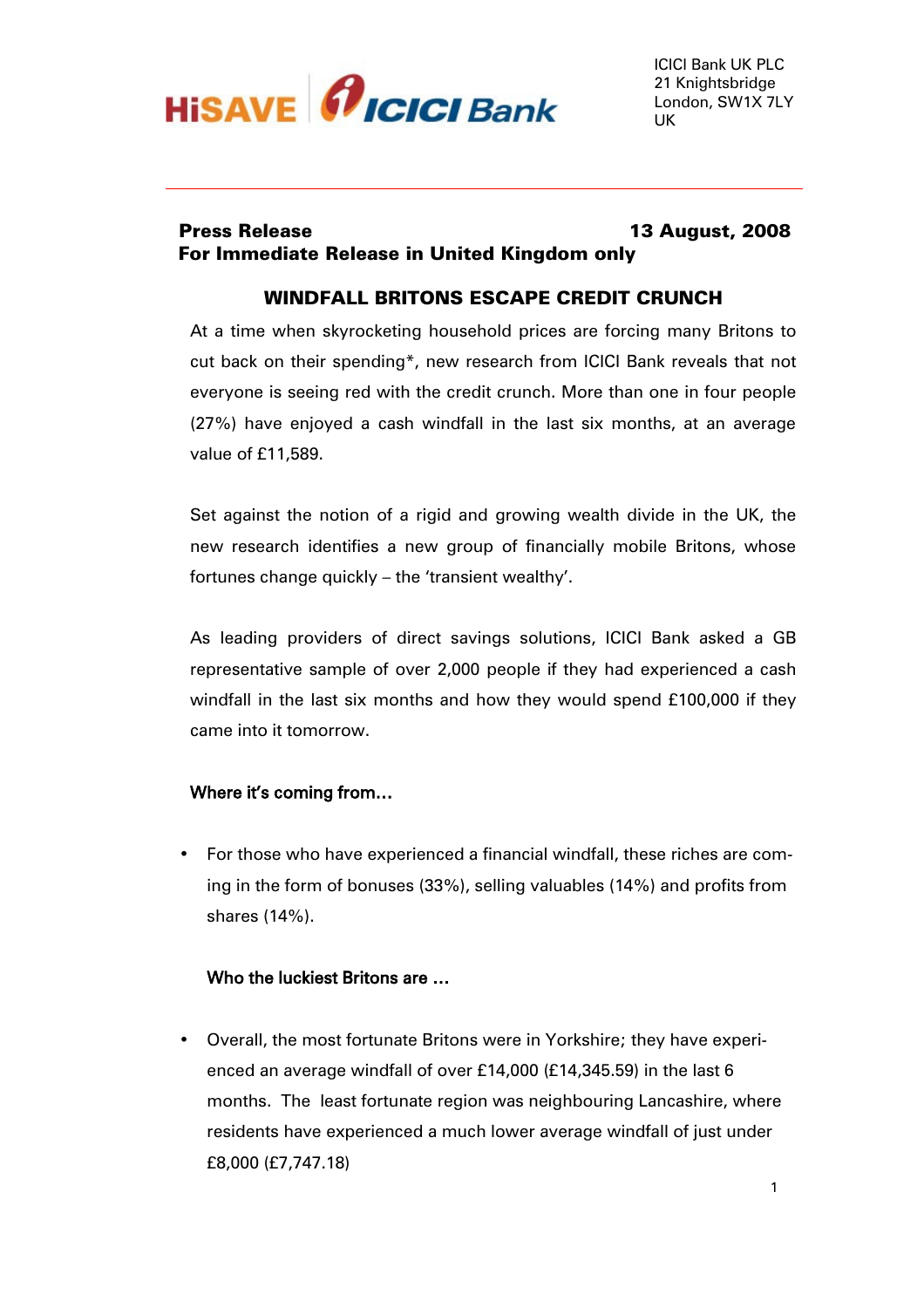HiSAVE ICICI Bank

ICICI Bank UK PLC
21 Knightsbridge
London, SW1X 7LY
UK

**Press Release** **13 August, 2008**
**For Immediate Release in United Kingdom only**

## WINDFALL BRITONS ESCAPE CREDIT CRUNCH

At a time when skyrocketing household prices are forcing many Britons to cut back on their spending*, new research from ICICI Bank reveals that not everyone is seeing red with the credit crunch. More than one in four people (27%) have enjoyed a cash windfall in the last six months, at an average value of £11,589.

Set against the notion of a rigid and growing wealth divide in the UK, the new research identifies a new group of financially mobile Britons, whose fortunes change quickly – the 'transient wealthy'.

As leading providers of direct savings solutions, ICICI Bank asked a GB representative sample of over 2,000 people if they had experienced a cash windfall in the last six months and how they would spend £100,000 if they came into it tomorrow.

### Where it's coming from…

- For those who have experienced a financial windfall, these riches are coming in the form of bonuses (33%), selling valuables (14%) and profits from shares (14%).

### Who the luckiest Britons are …

- Overall, the most fortunate Britons were in Yorkshire; they have experienced an average windfall of over £14,000 (£14,345.59) in the last 6 months. The least fortunate region was neighbouring Lancashire, where residents have experienced a much lower average windfall of just under £8,000 (£7,747.18)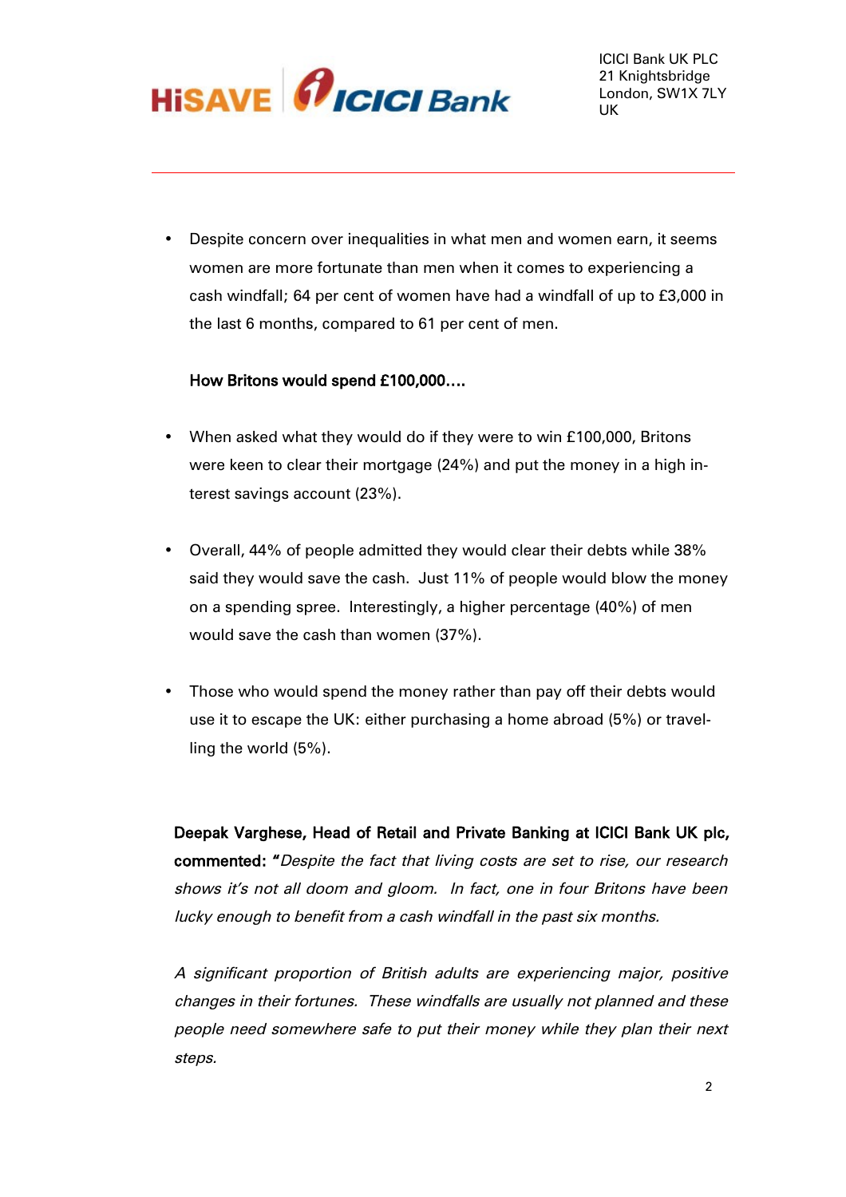- Despite concern over inequalities in what men and women earn, it seems women are more fortunate than men when it comes to experiencing a cash windfall; 64 per cent of women have had a windfall of up to £3,000 in the last 6 months, compared to 61 per cent of men.

**How Britons would spend £100,000….**

- When asked what they would do if they were to win £100,000, Britons were keen to clear their mortgage (24%) and put the money in a high interest savings account (23%).

- Overall, 44% of people admitted they would clear their debts while 38% said they would save the cash. Just 11% of people would blow the money on a spending spree. Interestingly, a higher percentage (40%) of men would save the cash than women (37%).

- Those who would spend the money rather than pay off their debts would use it to escape the UK: either purchasing a home abroad (5%) or travelling the world (5%).

**Deepak Varghese, Head of Retail and Private Banking at ICICI Bank UK plc, commented:** "*Despite the fact that living costs are set to rise, our research shows it's not all doom and gloom. In fact, one in four Britons have been lucky enough to benefit from a cash windfall in the past six months.*

*A significant proportion of British adults are experiencing major, positive changes in their fortunes. These windfalls are usually not planned and these people need somewhere safe to put their money while they plan their next steps.*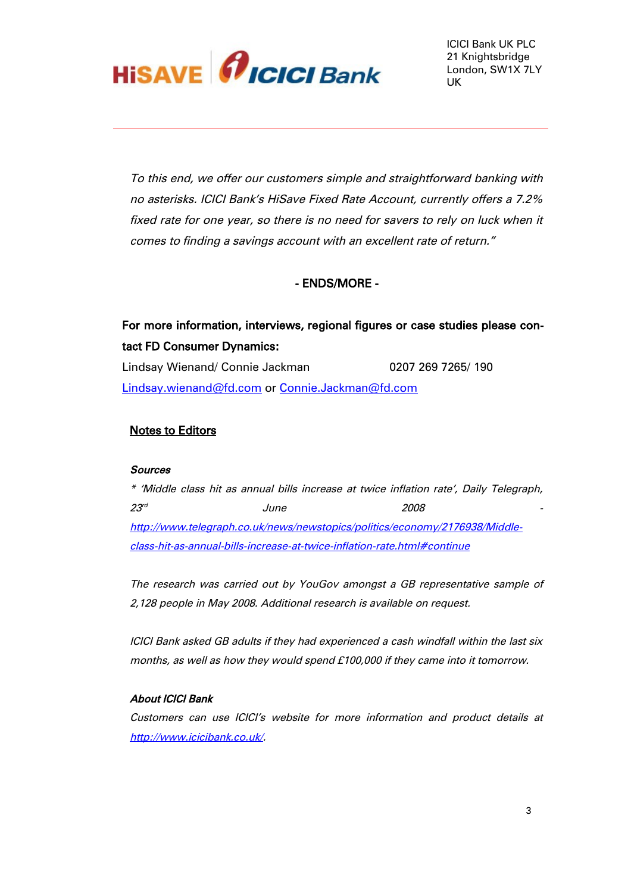*To this end, we offer our customers simple and straightforward banking with no asterisks. ICICI Bank's HiSave Fixed Rate Account, currently offers a 7.2% fixed rate for one year, so there is no need for savers to rely on luck when it comes to finding a savings account with an excellent rate of return."*

**- ENDS/MORE -**

**For more information, interviews, regional figures or case studies please contact FD Consumer Dynamics:**

Lindsay Wienand/ Connie Jackman 0207 269 7265/ 190

Lindsay.wienand@fd.com or Connie.Jackman@fd.com

## Notes to Editors

***Sources***

*\* 'Middle class hit as annual bills increase at twice inflation rate', Daily Telegraph, 23rd June 2008 - http://www.telegraph.co.uk/news/newstopics/politics/economy/2176938/Middle-class-hit-as-annual-bills-increase-at-twice-inflation-rate.html#continue*

*The research was carried out by YouGov amongst a GB representative sample of 2,128 people in May 2008. Additional research is available on request.*

*ICICI Bank asked GB adults if they had experienced a cash windfall within the last six months, as well as how they would spend £100,000 if they came into it tomorrow.*

***About ICICI Bank***

*Customers can use ICICI's website for more information and product details at http://www.icicibank.co.uk/.*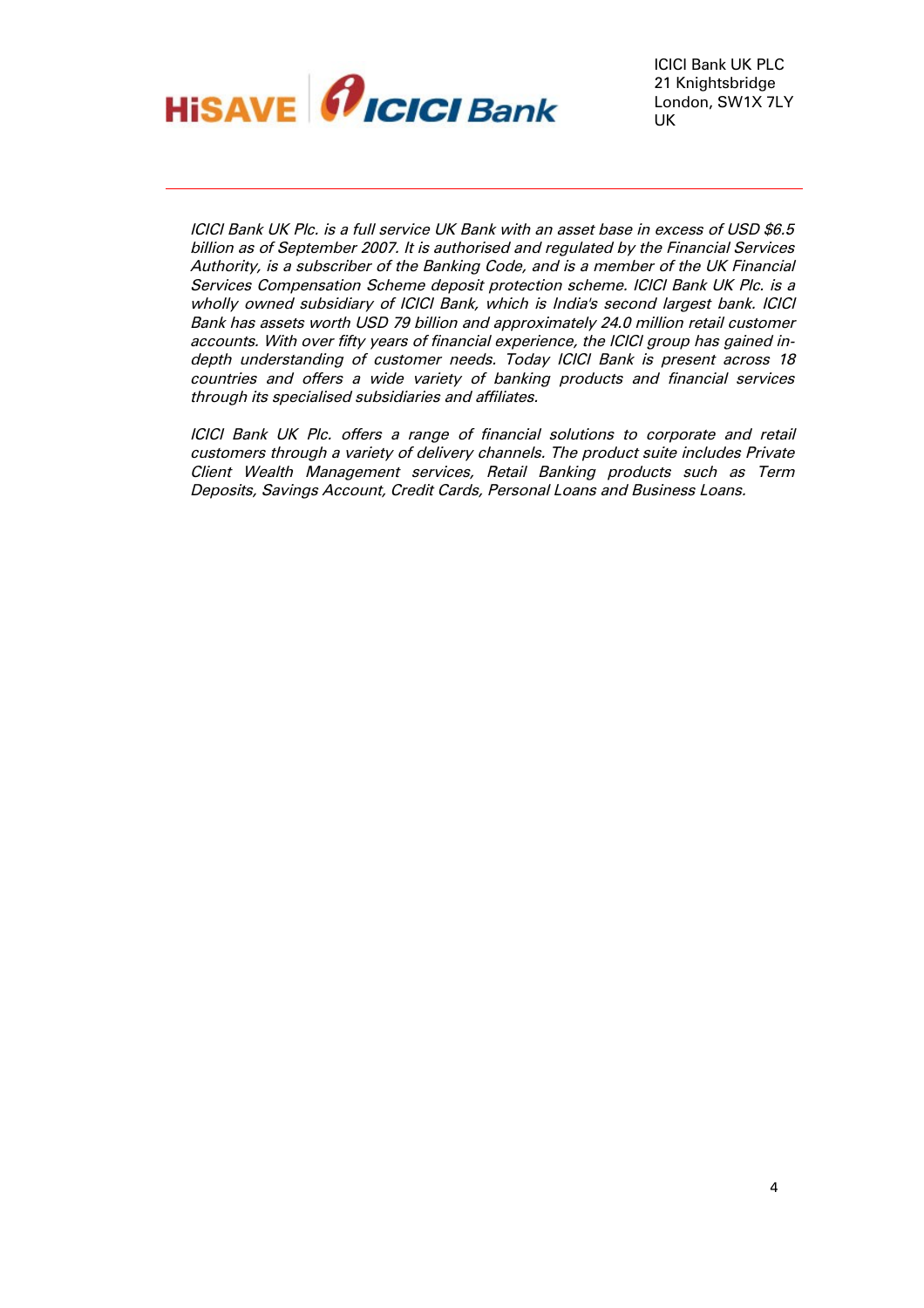ICICI Bank UK PLC
21 Knightsbridge
London, SW1X 7LY
UK

*ICICI Bank UK Plc. is a full service UK Bank with an asset base in excess of USD $6.5 billion as of September 2007. It is authorised and regulated by the Financial Services Authority, is a subscriber of the Banking Code, and is a member of the UK Financial Services Compensation Scheme deposit protection scheme. ICICI Bank UK Plc. is a wholly owned subsidiary of ICICI Bank, which is India's second largest bank. ICICI Bank has assets worth USD 79 billion and approximately 24.0 million retail customer accounts. With over fifty years of financial experience, the ICICI group has gained in-depth understanding of customer needs. Today ICICI Bank is present across 18 countries and offers a wide variety of banking products and financial services through its specialised subsidiaries and affiliates.*

*ICICI Bank UK Plc. offers a range of financial solutions to corporate and retail customers through a variety of delivery channels. The product suite includes Private Client Wealth Management services, Retail Banking products such as Term Deposits, Savings Account, Credit Cards, Personal Loans and Business Loans.*